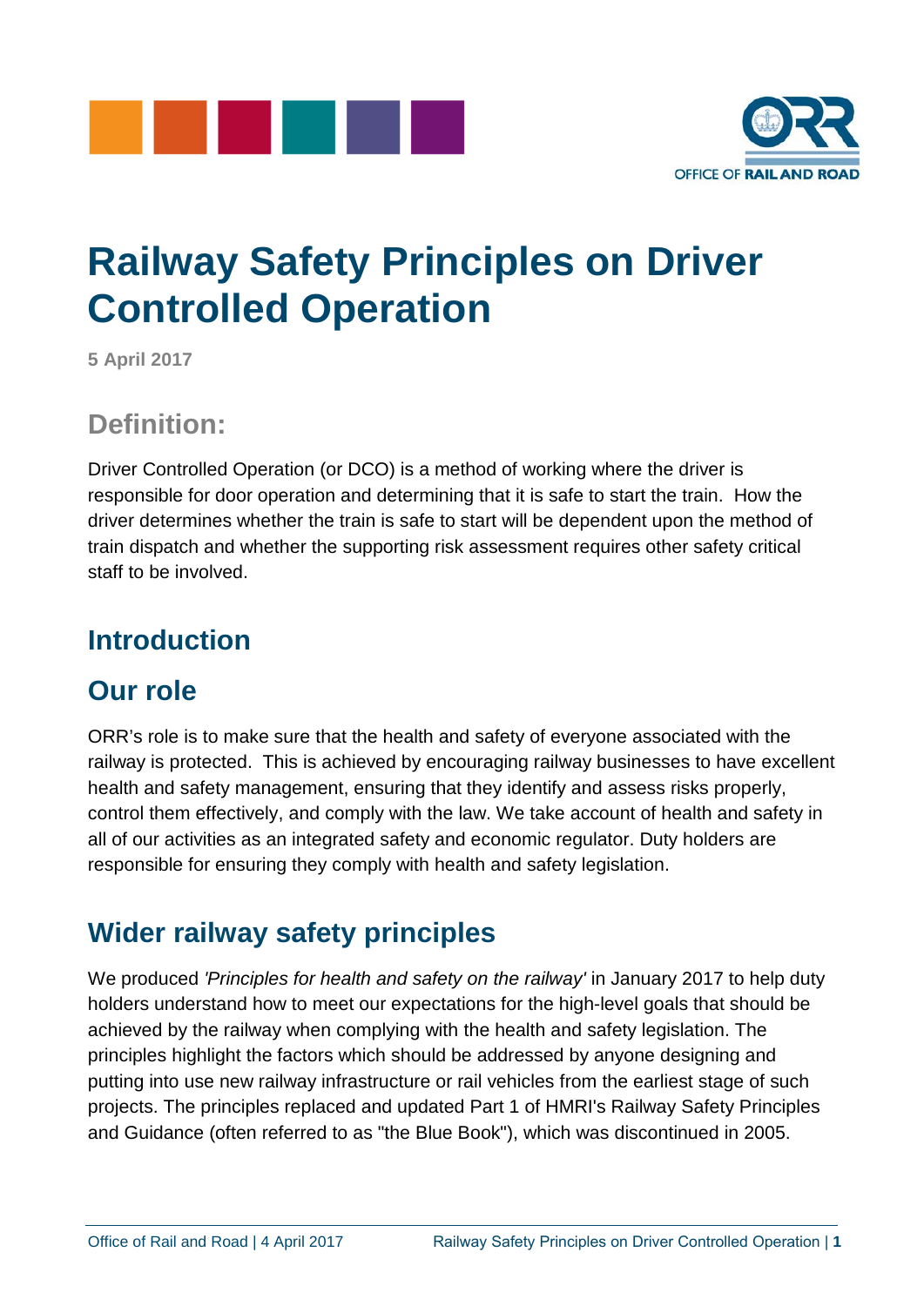# Railway Safety Principles on Driver Controlled Operation

**5 April 2017**

## Definition:

Driver Controlled Operation (or DCO) is a method of working where the driver is responsible for door operation and determining that it is safe to start the train. How the driver determines whether the train is safe to start will be dependent upon the method of train dispatch and whether the supporting risk assessment requires other safety critical staff to be involved.

## Introduction

## Our role

ORR's role is to make sure that the health and safety of everyone associated with the railway is protected. This is achieved by encouraging railway businesses to have excellent health and safety management, ensuring that they identify and assess risks properly, control them effectively, and comply with the law. We take account of health and safety in all of our activities as an integrated safety and economic regulator. Duty holders are responsible for ensuring they comply with health and safety legislation.

## Wider railway safety principles

We produced *'Principles for health and safety on the railway'* in January 2017 to help duty holders understand how to meet our expectations for the high-level goals that should be achieved by the railway when complying with the health and safety legislation. The principles highlight the factors which should be addressed by anyone designing and putting into use new railway infrastructure or rail vehicles from the earliest stage of such projects. The principles replaced and updated Part 1 of HMRI's Railway Safety Principles and Guidance (often referred to as "the Blue Book"), which was discontinued in 2005.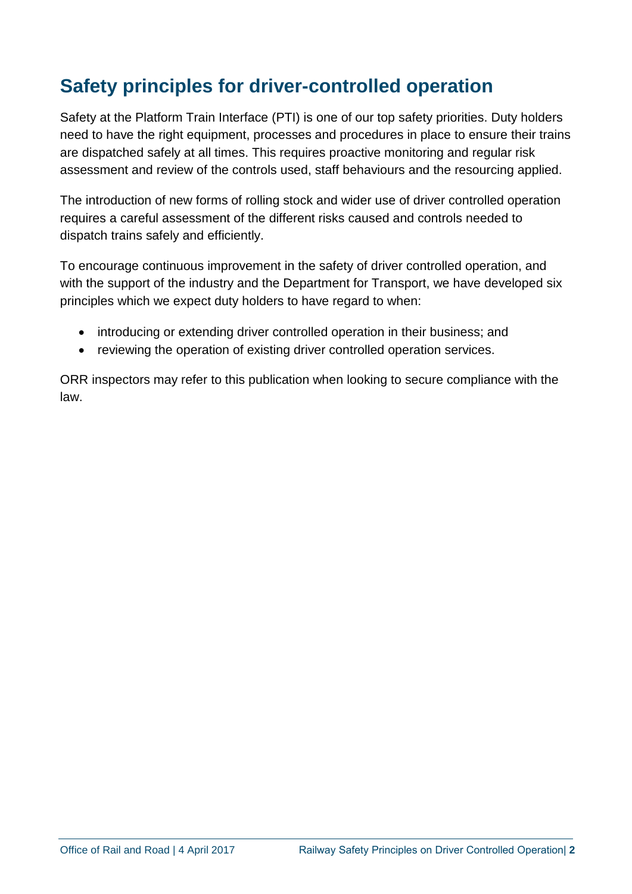## Safety principles for driver-controlled operation

Safety at the Platform Train Interface (PTI) is one of our top safety priorities. Duty holders need to have the right equipment, processes and procedures in place to ensure their trains are dispatched safely at all times. This requires proactive monitoring and regular risk assessment and review of the controls used, staff behaviours and the resourcing applied.

The introduction of new forms of rolling stock and wider use of driver controlled operation requires a careful assessment of the different risks caused and controls needed to dispatch trains safely and efficiently.

To encourage continuous improvement in the safety of driver controlled operation, and with the support of the industry and the Department for Transport, we have developed six principles which we expect duty holders to have regard to when:

- introducing or extending driver controlled operation in their business; and
- reviewing the operation of existing driver controlled operation services.

ORR inspectors may refer to this publication when looking to secure compliance with the law.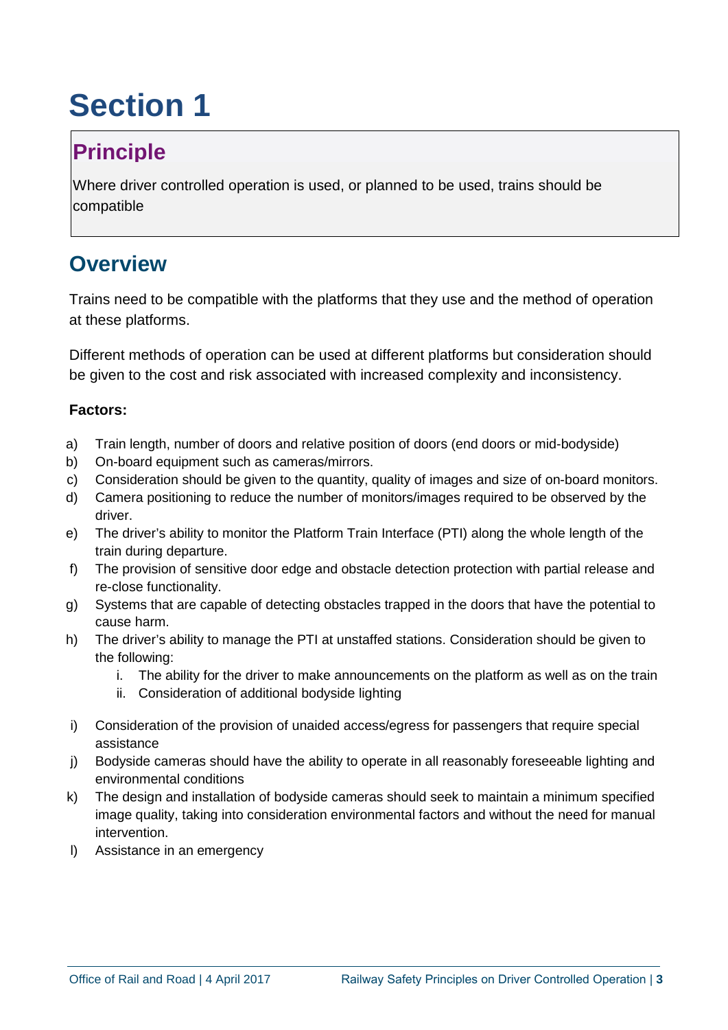# Section 1

## Principle

Where driver controlled operation is used, or planned to be used, trains should be compatible

## Overview

Trains need to be compatible with the platforms that they use and the method of operation at these platforms.

Different methods of operation can be used at different platforms but consideration should be given to the cost and risk associated with increased complexity and inconsistency.

**Factors:**

a) Train length, number of doors and relative position of doors (end doors or mid-bodyside)
b) On-board equipment such as cameras/mirrors.
c) Consideration should be given to the quantity, quality of images and size of on-board monitors.
d) Camera positioning to reduce the number of monitors/images required to be observed by the driver.
e) The driver's ability to monitor the Platform Train Interface (PTI) along the whole length of the train during departure.
f) The provision of sensitive door edge and obstacle detection protection with partial release and re-close functionality.
g) Systems that are capable of detecting obstacles trapped in the doors that have the potential to cause harm.
h) The driver's ability to manage the PTI at unstaffed stations. Consideration should be given to the following:
   i. The ability for the driver to make announcements on the platform as well as on the train
   ii. Consideration of additional bodyside lighting
i) Consideration of the provision of unaided access/egress for passengers that require special assistance
j) Bodyside cameras should have the ability to operate in all reasonably foreseeable lighting and environmental conditions
k) The design and installation of bodyside cameras should seek to maintain a minimum specified image quality, taking into consideration environmental factors and without the need for manual intervention.
l) Assistance in an emergency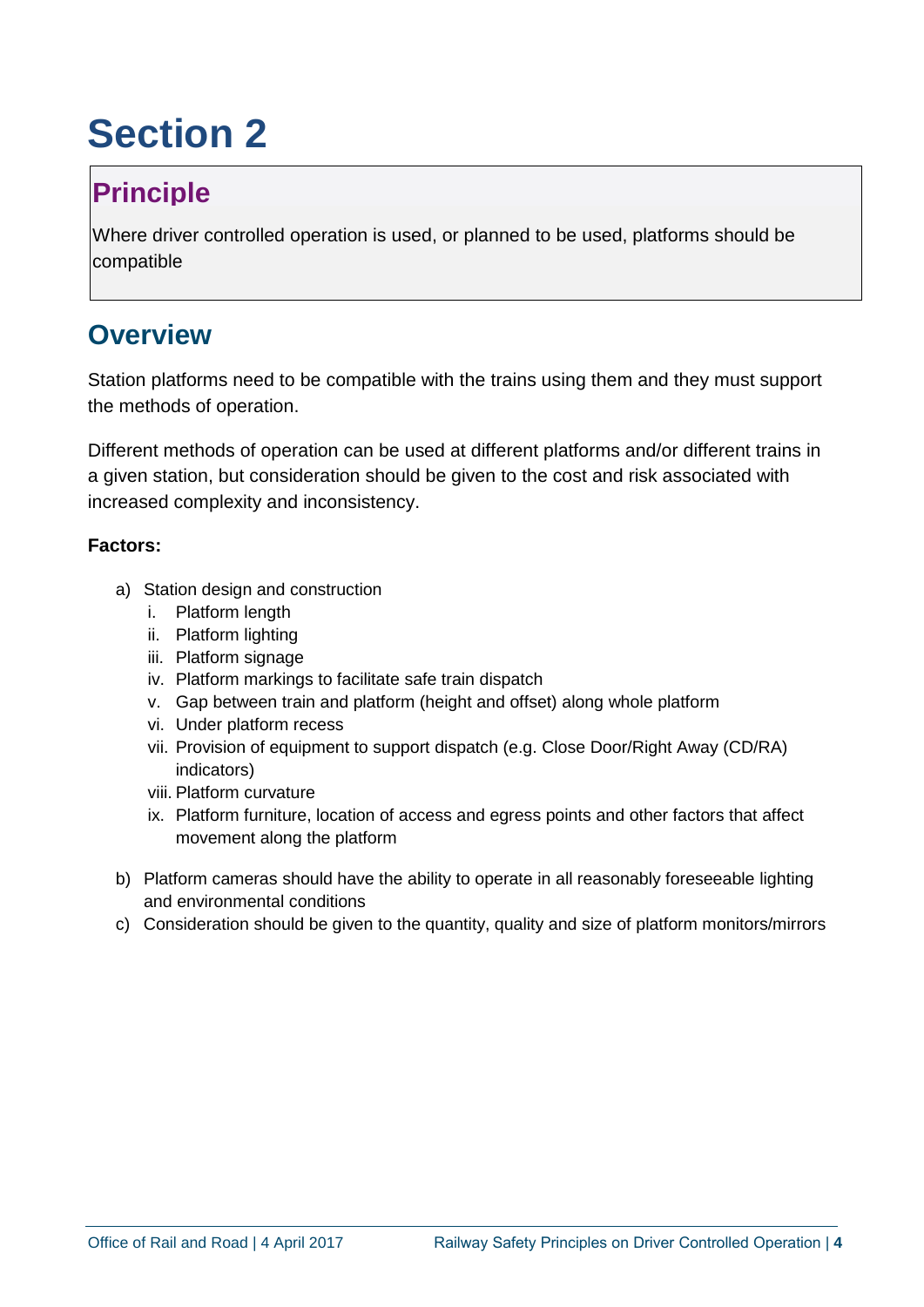# Section 2

## Principle

Where driver controlled operation is used, or planned to be used, platforms should be compatible

## Overview

Station platforms need to be compatible with the trains using them and they must support the methods of operation.

Different methods of operation can be used at different platforms and/or different trains in a given station, but consideration should be given to the cost and risk associated with increased complexity and inconsistency.

**Factors:**

a) Station design and construction
   i. Platform length
   ii. Platform lighting
   iii. Platform signage
   iv. Platform markings to facilitate safe train dispatch
   v. Gap between train and platform (height and offset) along whole platform
   vi. Under platform recess
   vii. Provision of equipment to support dispatch (e.g. Close Door/Right Away (CD/RA) indicators)
   viii. Platform curvature
   ix. Platform furniture, location of access and egress points and other factors that affect movement along the platform

b) Platform cameras should have the ability to operate in all reasonably foreseeable lighting and environmental conditions

c) Consideration should be given to the quantity, quality and size of platform monitors/mirrors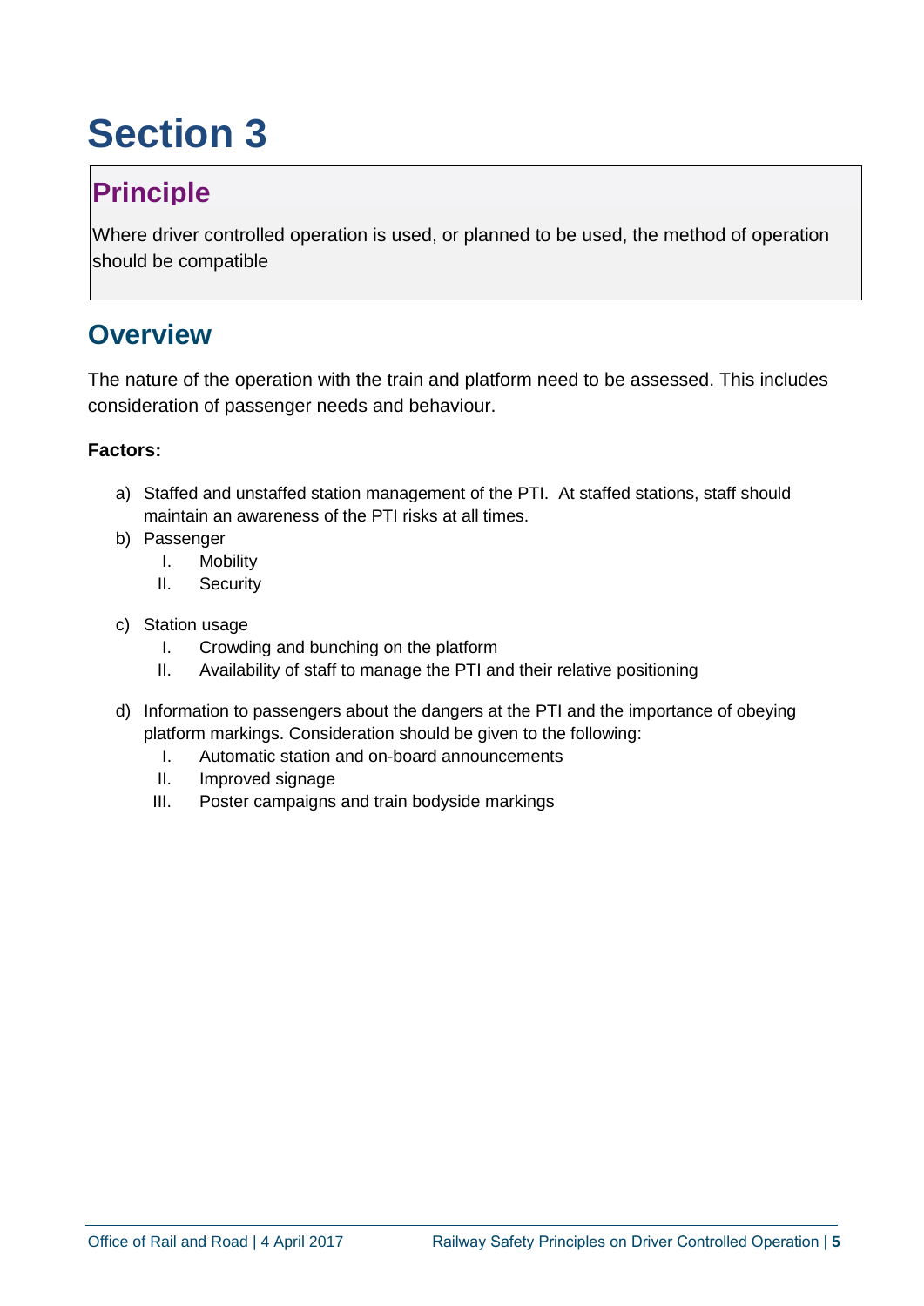# Section 3

## Principle

Where driver controlled operation is used, or planned to be used, the method of operation should be compatible

## Overview

The nature of the operation with the train and platform need to be assessed. This includes consideration of passenger needs and behaviour.

**Factors:**

a) Staffed and unstaffed station management of the PTI. At staffed stations, staff should maintain an awareness of the PTI risks at all times.

b) Passenger
   - I. Mobility
   - II. Security

c) Station usage
   - I. Crowding and bunching on the platform
   - II. Availability of staff to manage the PTI and their relative positioning

d) Information to passengers about the dangers at the PTI and the importance of obeying platform markings. Consideration should be given to the following:
   - I. Automatic station and on-board announcements
   - II. Improved signage
   - III. Poster campaigns and train bodyside markings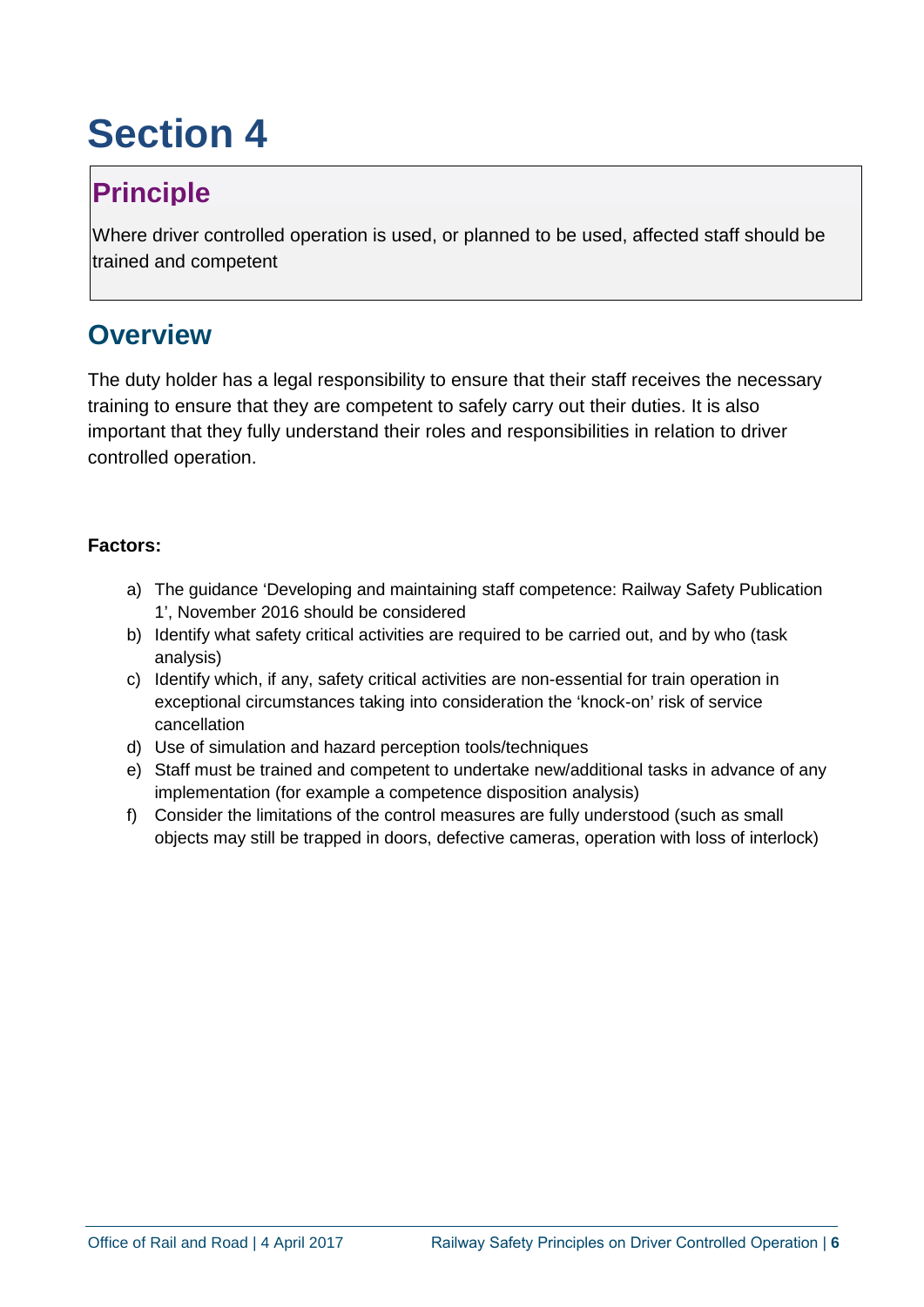# Section 4

## Principle

Where driver controlled operation is used, or planned to be used, affected staff should be trained and competent

## Overview

The duty holder has a legal responsibility to ensure that their staff receives the necessary training to ensure that they are competent to safely carry out their duties. It is also important that they fully understand their roles and responsibilities in relation to driver controlled operation.

**Factors:**

a) The guidance 'Developing and maintaining staff competence: Railway Safety Publication 1', November 2016 should be considered
b) Identify what safety critical activities are required to be carried out, and by who (task analysis)
c) Identify which, if any, safety critical activities are non-essential for train operation in exceptional circumstances taking into consideration the 'knock-on' risk of service cancellation
d) Use of simulation and hazard perception tools/techniques
e) Staff must be trained and competent to undertake new/additional tasks in advance of any implementation (for example a competence disposition analysis)
f) Consider the limitations of the control measures are fully understood (such as small objects may still be trapped in doors, defective cameras, operation with loss of interlock)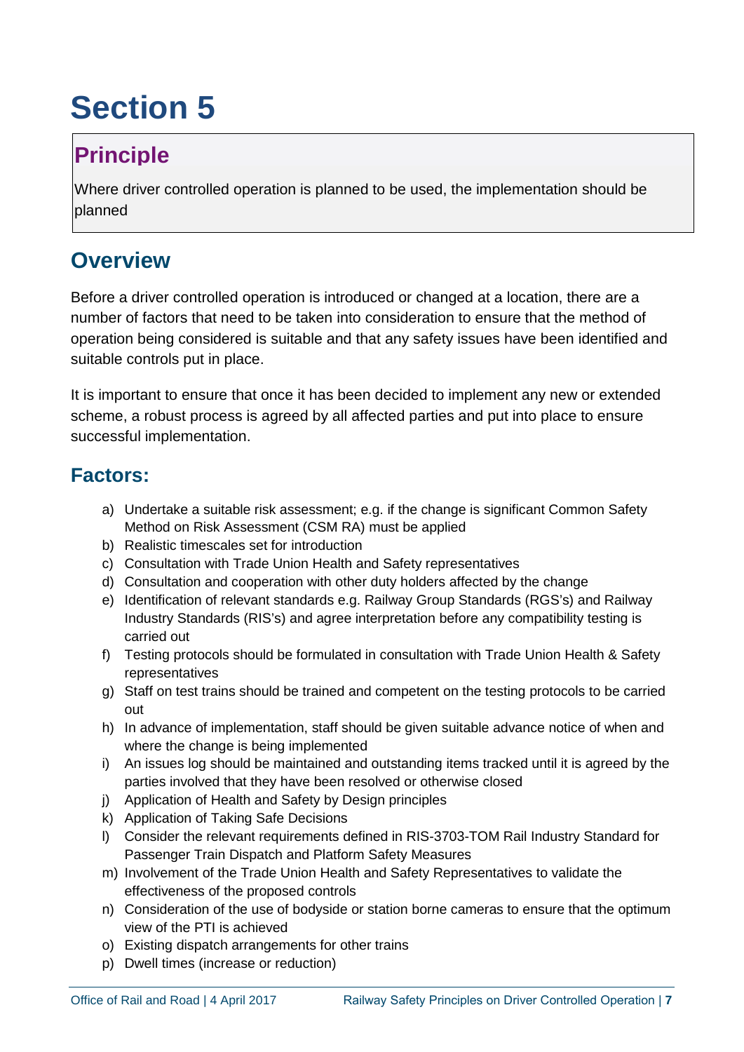# Section 5

## Principle

Where driver controlled operation is planned to be used, the implementation should be planned

## Overview

Before a driver controlled operation is introduced or changed at a location, there are a number of factors that need to be taken into consideration to ensure that the method of operation being considered is suitable and that any safety issues have been identified and suitable controls put in place.

It is important to ensure that once it has been decided to implement any new or extended scheme, a robust process is agreed by all affected parties and put into place to ensure successful implementation.

## Factors:

a) Undertake a suitable risk assessment; e.g. if the change is significant Common Safety Method on Risk Assessment (CSM RA) must be applied
b) Realistic timescales set for introduction
c) Consultation with Trade Union Health and Safety representatives
d) Consultation and cooperation with other duty holders affected by the change
e) Identification of relevant standards e.g. Railway Group Standards (RGS's) and Railway Industry Standards (RIS's) and agree interpretation before any compatibility testing is carried out
f) Testing protocols should be formulated in consultation with Trade Union Health & Safety representatives
g) Staff on test trains should be trained and competent on the testing protocols to be carried out
h) In advance of implementation, staff should be given suitable advance notice of when and where the change is being implemented
i) An issues log should be maintained and outstanding items tracked until it is agreed by the parties involved that they have been resolved or otherwise closed
j) Application of Health and Safety by Design principles
k) Application of Taking Safe Decisions
l) Consider the relevant requirements defined in RIS-3703-TOM Rail Industry Standard for Passenger Train Dispatch and Platform Safety Measures
m) Involvement of the Trade Union Health and Safety Representatives to validate the effectiveness of the proposed controls
n) Consideration of the use of bodyside or station borne cameras to ensure that the optimum view of the PTI is achieved
o) Existing dispatch arrangements for other trains
p) Dwell times (increase or reduction)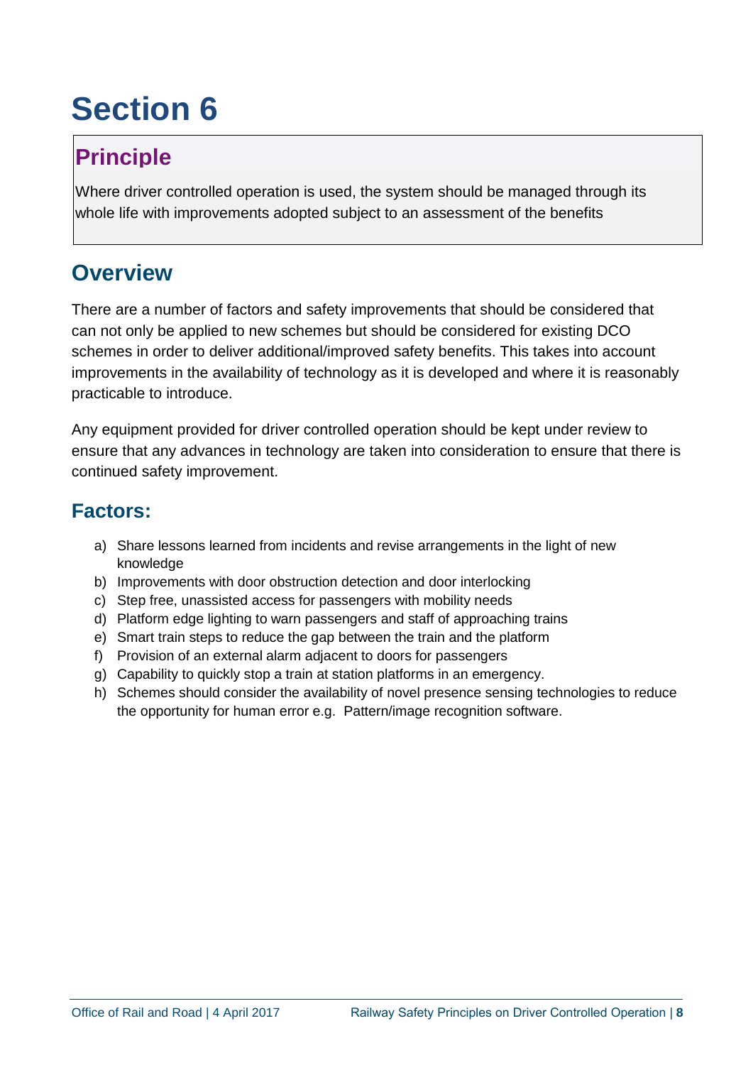# Section 6

## Principle

Where driver controlled operation is used, the system should be managed through its whole life with improvements adopted subject to an assessment of the benefits

## Overview

There are a number of factors and safety improvements that should be considered that can not only be applied to new schemes but should be considered for existing DCO schemes in order to deliver additional/improved safety benefits. This takes into account improvements in the availability of technology as it is developed and where it is reasonably practicable to introduce.

Any equipment provided for driver controlled operation should be kept under review to ensure that any advances in technology are taken into consideration to ensure that there is continued safety improvement.

## Factors:

a) Share lessons learned from incidents and revise arrangements in the light of new knowledge
b) Improvements with door obstruction detection and door interlocking
c) Step free, unassisted access for passengers with mobility needs
d) Platform edge lighting to warn passengers and staff of approaching trains
e) Smart train steps to reduce the gap between the train and the platform
f) Provision of an external alarm adjacent to doors for passengers
g) Capability to quickly stop a train at station platforms in an emergency.
h) Schemes should consider the availability of novel presence sensing technologies to reduce the opportunity for human error e.g. Pattern/image recognition software.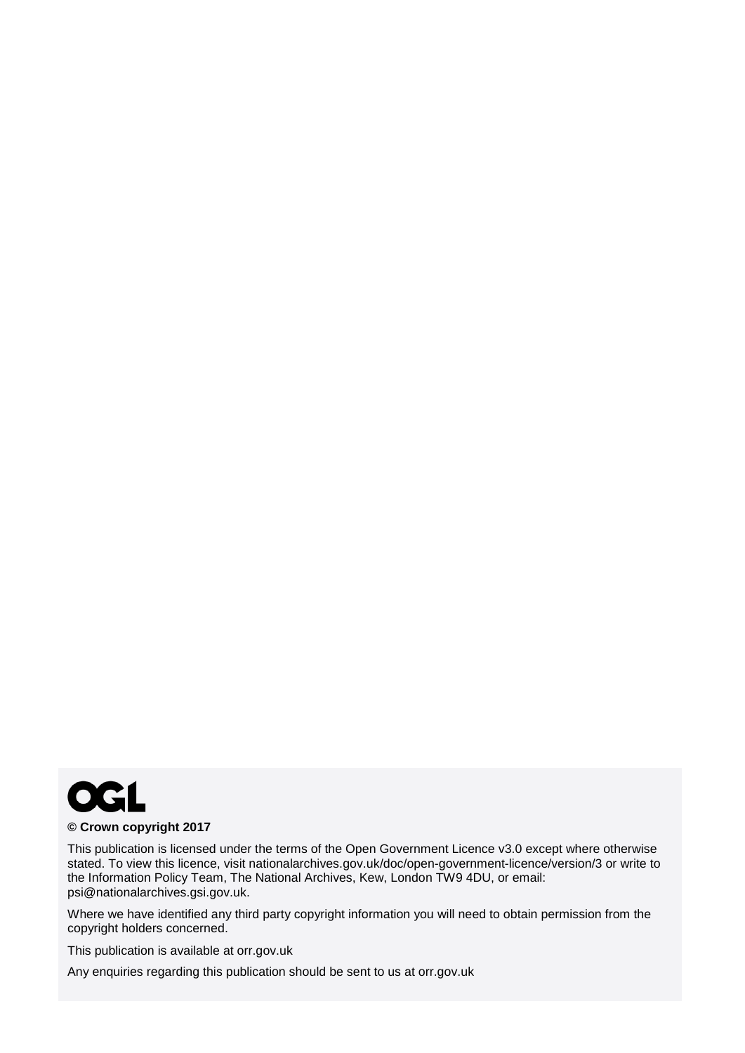OGL

**© Crown copyright 2017**

This publication is licensed under the terms of the Open Government Licence v3.0 except where otherwise stated. To view this licence, visit nationalarchives.gov.uk/doc/open-government-licence/version/3 or write to the Information Policy Team, The National Archives, Kew, London TW9 4DU, or email: psi@nationalarchives.gsi.gov.uk.

Where we have identified any third party copyright information you will need to obtain permission from the copyright holders concerned.

This publication is available at orr.gov.uk

Any enquiries regarding this publication should be sent to us at orr.gov.uk